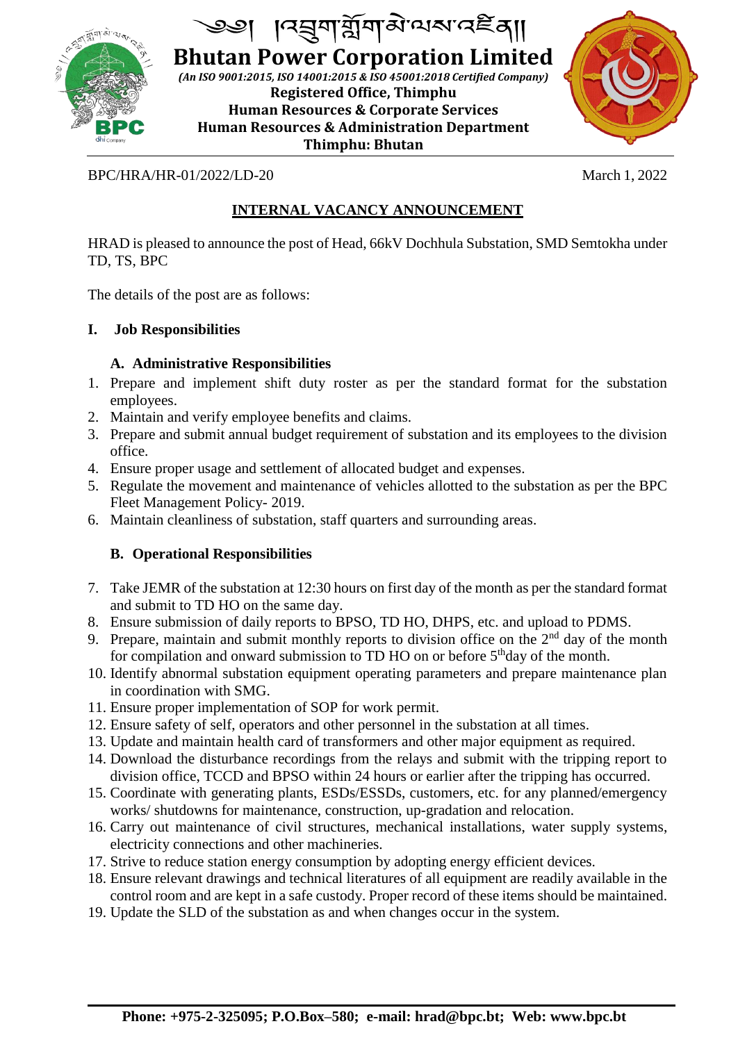༄༅། །འབྲུག་གློག་མེ་ལས་འཛིན།།

# Bhutan Power Corporation Limited

*(An ISO 9001:2015, ISO 14001:2015 & ISO 45001:2018 Certified Company)*

**Registered Office, Thimphu**
**Human Resources & Corporate Services**
**Human Resources & Administration Department**
**Thimphu: Bhutan**

BPC/HRA/HR-01/2022/LD-20 — March 1, 2022

## INTERNAL VACANCY ANNOUNCEMENT

HRAD is pleased to announce the post of Head, 66kV Dochhula Substation, SMD Semtokha under TD, TS, BPC

The details of the post are as follows:

### I. Job Responsibilities

#### A. Administrative Responsibilities

1. Prepare and implement shift duty roster as per the standard format for the substation employees.
2. Maintain and verify employee benefits and claims.
3. Prepare and submit annual budget requirement of substation and its employees to the division office.
4. Ensure proper usage and settlement of allocated budget and expenses.
5. Regulate the movement and maintenance of vehicles allotted to the substation as per the BPC Fleet Management Policy- 2019.
6. Maintain cleanliness of substation, staff quarters and surrounding areas.

#### B. Operational Responsibilities

7. Take JEMR of the substation at 12:30 hours on first day of the month as per the standard format and submit to TD HO on the same day.
8. Ensure submission of daily reports to BPSO, TD HO, DHPS, etc. and upload to PDMS.
9. Prepare, maintain and submit monthly reports to division office on the 2nd day of the month for compilation and onward submission to TD HO on or before 5th day of the month.
10. Identify abnormal substation equipment operating parameters and prepare maintenance plan in coordination with SMG.
11. Ensure proper implementation of SOP for work permit.
12. Ensure safety of self, operators and other personnel in the substation at all times.
13. Update and maintain health card of transformers and other major equipment as required.
14. Download the disturbance recordings from the relays and submit with the tripping report to division office, TCCD and BPSO within 24 hours or earlier after the tripping has occurred.
15. Coordinate with generating plants, ESDs/ESSDs, customers, etc. for any planned/emergency works/ shutdowns for maintenance, construction, up-gradation and relocation.
16. Carry out maintenance of civil structures, mechanical installations, water supply systems, electricity connections and other machineries.
17. Strive to reduce station energy consumption by adopting energy efficient devices.
18. Ensure relevant drawings and technical literatures of all equipment are readily available in the control room and are kept in a safe custody. Proper record of these items should be maintained.
19. Update the SLD of the substation as and when changes occur in the system.

**Phone: +975-2-325095; P.O.Box–580; e-mail: hrad@bpc.bt; Web: www.bpc.bt**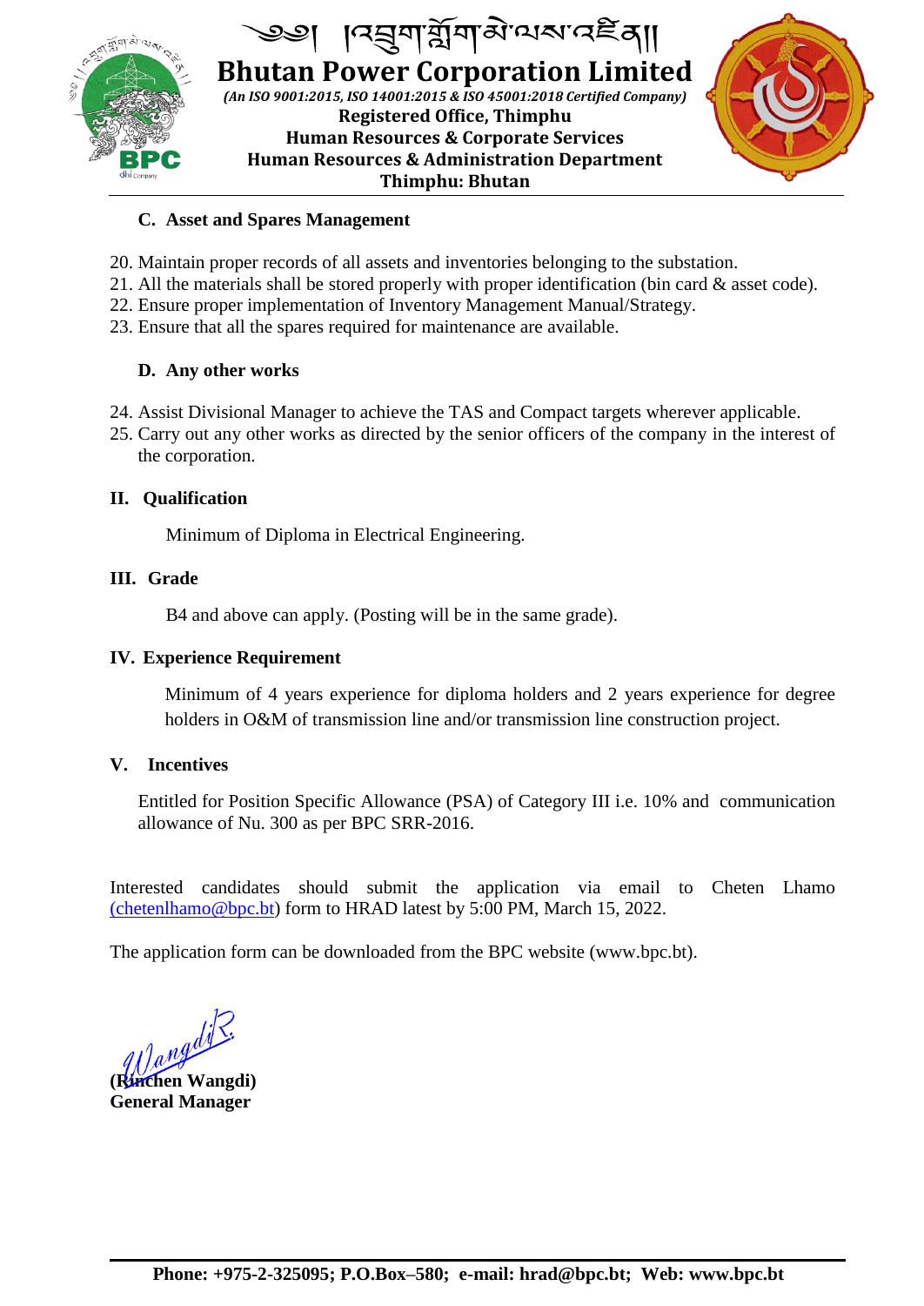### C. Asset and Spares Management

20. Maintain proper records of all assets and inventories belonging to the substation.
21. All the materials shall be stored properly with proper identification (bin card & asset code).
22. Ensure proper implementation of Inventory Management Manual/Strategy.
23. Ensure that all the spares required for maintenance are available.

### D. Any other works

24. Assist Divisional Manager to achieve the TAS and Compact targets wherever applicable.
25. Carry out any other works as directed by the senior officers of the company in the interest of the corporation.

## II. Qualification

Minimum of Diploma in Electrical Engineering.

## III. Grade

B4 and above can apply. (Posting will be in the same grade).

## IV. Experience Requirement

Minimum of 4 years experience for diploma holders and 2 years experience for degree holders in O&M of transmission line and/or transmission line construction project.

## V. Incentives

Entitled for Position Specific Allowance (PSA) of Category III i.e. 10% and communication allowance of Nu. 300 as per BPC SRR-2016.

Interested candidates should submit the application via email to Cheten Lhamo (chetenlhamo@bpc.bt) form to HRAD latest by 5:00 PM, March 15, 2022.

The application form can be downloaded from the BPC website (www.bpc.bt).

**(Rinchen Wangdi)**
**General Manager**